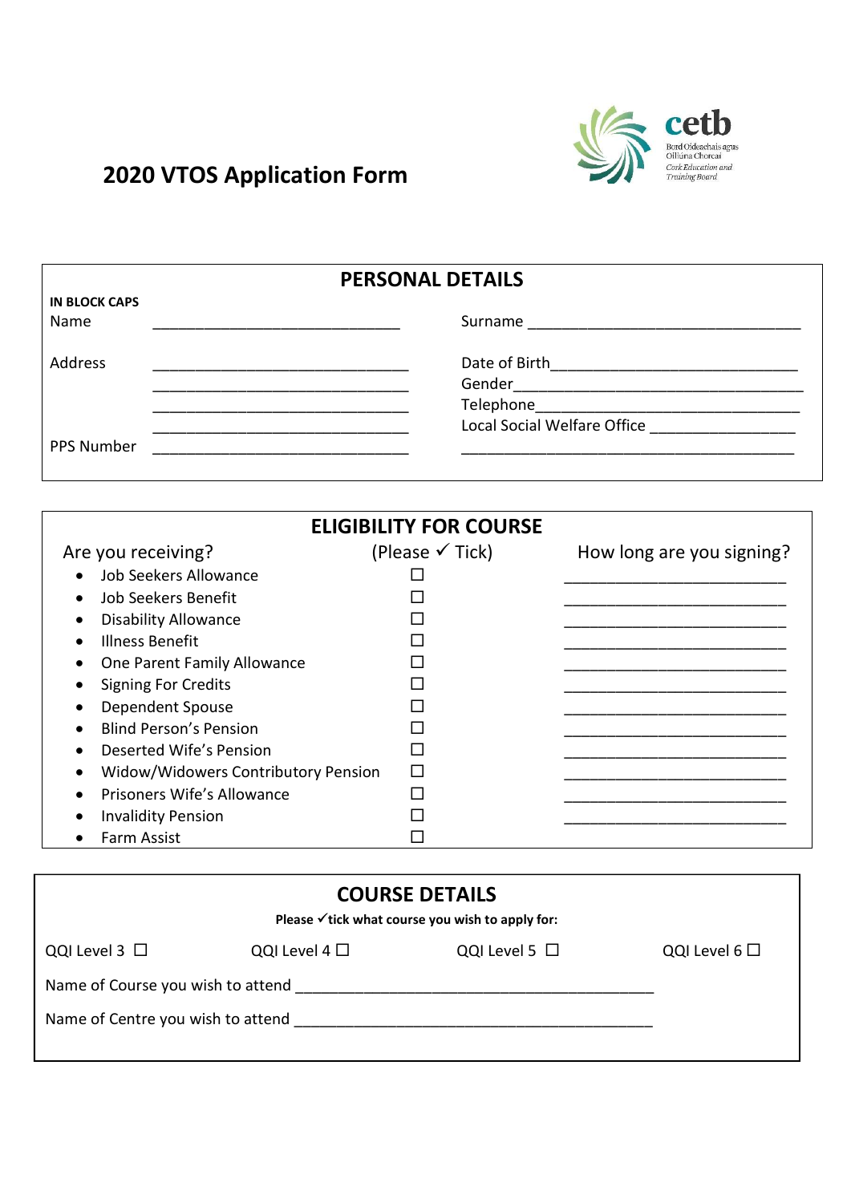# 2020 VTOS Application Form

cetb
Bord Oideachais agus Oiliúna Chorcaí
Cork Education and Training Board

## PERSONAL DETAILS

**IN BLOCK CAPS**

Name ______________________________ Surname _________________________________

Address ______________________________
______________________________
______________________________
______________________________

Date of Birth_____________________________
Gender__________________________________
Telephone_______________________________
Local Social Welfare Office ________________
________________________________________

PPS Number ______________________________

## ELIGIBILITY FOR COURSE

| Are you receiving? | (Please ✓ Tick) | How long are you signing? |
|---|---|---|
| • Job Seekers Allowance | ☐ | ___________________________ |
| • Job Seekers Benefit | ☐ | ___________________________ |
| • Disability Allowance | ☐ | ___________________________ |
| • Illness Benefit | ☐ | ___________________________ |
| • One Parent Family Allowance | ☐ | ___________________________ |
| • Signing For Credits | ☐ | ___________________________ |
| • Dependent Spouse | ☐ | ___________________________ |
| • Blind Person's Pension | ☐ | ___________________________ |
| • Deserted Wife's Pension | ☐ | ___________________________ |
| • Widow/Widowers Contributory Pension | ☐ | ___________________________ |
| • Prisoners Wife's Allowance | ☐ | ___________________________ |
| • Invalidity Pension | ☐ | ___________________________ |
| • Farm Assist | ☐ | |

## COURSE DETAILS

**Please ✓tick what course you wish to apply for:**

QQI Level 3 ☐ QQI Level 4 ☐ QQI Level 5 ☐ QQI Level 6 ☐

Name of Course you wish to attend ___________________________________________

Name of Centre you wish to attend ___________________________________________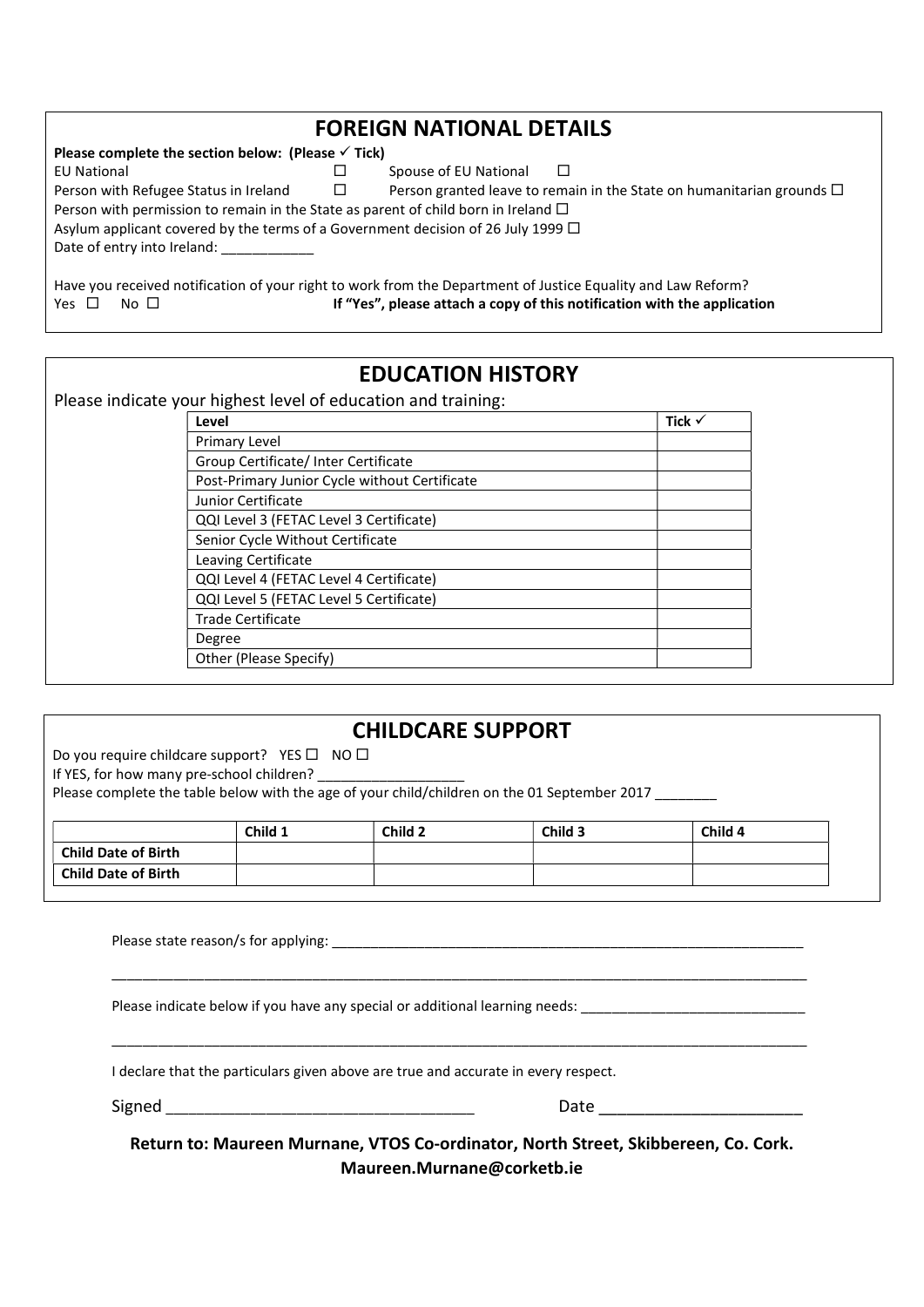## FOREIGN NATIONAL DETAILS

**Please complete the section below: (Please ✓ Tick)**

EU National ☐ Spouse of EU National ☐

Person with Refugee Status in Ireland ☐ Person granted leave to remain in the State on humanitarian grounds ☐

Person with permission to remain in the State as parent of child born in Ireland ☐

Asylum applicant covered by the terms of a Government decision of 26 July 1999 ☐

Date of entry into Ireland: ___________

Have you received notification of your right to work from the Department of Justice Equality and Law Reform?

Yes ☐ No ☐ **If "Yes", please attach a copy of this notification with the application**

## EDUCATION HISTORY

Please indicate your highest level of education and training:

| Level | Tick ✓ |
|---|---|
| Primary Level | |
| Group Certificate/ Inter Certificate | |
| Post-Primary Junior Cycle without Certificate | |
| Junior Certificate | |
| QQI Level 3 (FETAC Level 3 Certificate) | |
| Senior Cycle Without Certificate | |
| Leaving Certificate | |
| QQI Level 4 (FETAC Level 4 Certificate) | |
| QQI Level 5 (FETAC Level 5 Certificate) | |
| Trade Certificate | |
| Degree | |
| Other (Please Specify) | |

## CHILDCARE SUPPORT

Do you require childcare support? YES ☐ NO ☐

If YES, for how many pre-school children? ___________________

Please complete the table below with the age of your child/children on the 01 September 2017 ________

| | Child 1 | Child 2 | Child 3 | Child 4 |
|---|---|---|---|---|
| **Child Date of Birth** | | | | |
| **Child Date of Birth** | | | | |

Please state reason/s for applying: ______________________________________________________________

__________________________________________________________________________________________

Please indicate below if you have any special or additional learning needs: ____________________________

__________________________________________________________________________________________

I declare that the particulars given above are true and accurate in every respect.

Signed __________________________________ Date ______________________

**Return to: Maureen Murnane, VTOS Co-ordinator, North Street, Skibbereen, Co. Cork.**
**Maureen.Murnane@corketb.ie**